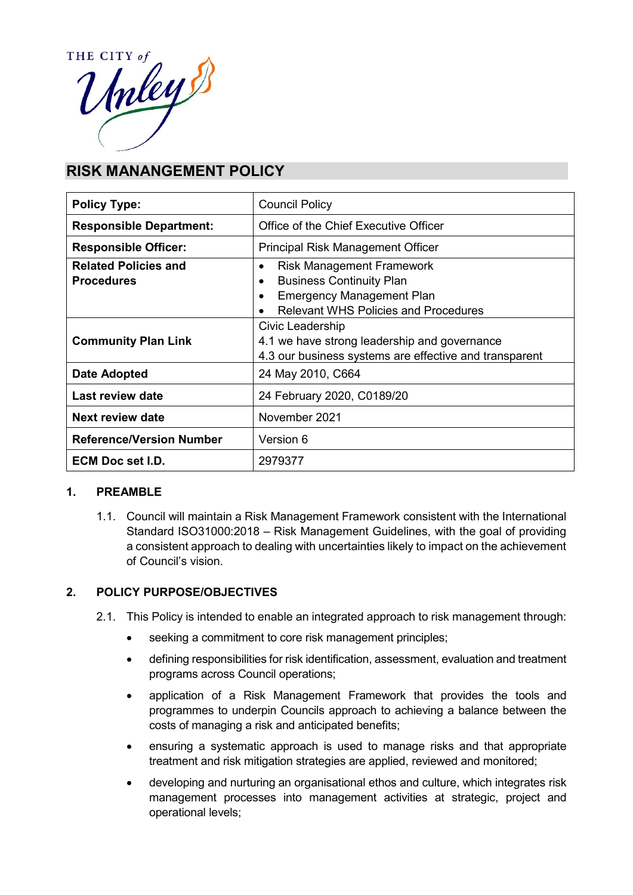THE CITY of Unley

# RISK MANANGEMENT POLICY

| **Policy Type:** | Council Policy |
|---|---|
| **Responsible Department:** | Office of the Chief Executive Officer |
| **Responsible Officer:** | Principal Risk Management Officer |
| **Related Policies and Procedures** | • Risk Management Framework<br>• Business Continuity Plan<br>• Emergency Management Plan<br>• Relevant WHS Policies and Procedures |
| **Community Plan Link** | Civic Leadership<br>4.1 we have strong leadership and governance<br>4.3 our business systems are effective and transparent |
| **Date Adopted** | 24 May 2010, C664 |
| **Last review date** | 24 February 2020, C0189/20 |
| **Next review date** | November 2021 |
| **Reference/Version Number** | Version 6 |
| **ECM Doc set I.D.** | 2979377 |

## 1. PREAMBLE

1.1. Council will maintain a Risk Management Framework consistent with the International Standard ISO31000:2018 – Risk Management Guidelines, with the goal of providing a consistent approach to dealing with uncertainties likely to impact on the achievement of Council's vision.

## 2. POLICY PURPOSE/OBJECTIVES

2.1. This Policy is intended to enable an integrated approach to risk management through:

- seeking a commitment to core risk management principles;
- defining responsibilities for risk identification, assessment, evaluation and treatment programs across Council operations;
- application of a Risk Management Framework that provides the tools and programmes to underpin Councils approach to achieving a balance between the costs of managing a risk and anticipated benefits;
- ensuring a systematic approach is used to manage risks and that appropriate treatment and risk mitigation strategies are applied, reviewed and monitored;
- developing and nurturing an organisational ethos and culture, which integrates risk management processes into management activities at strategic, project and operational levels;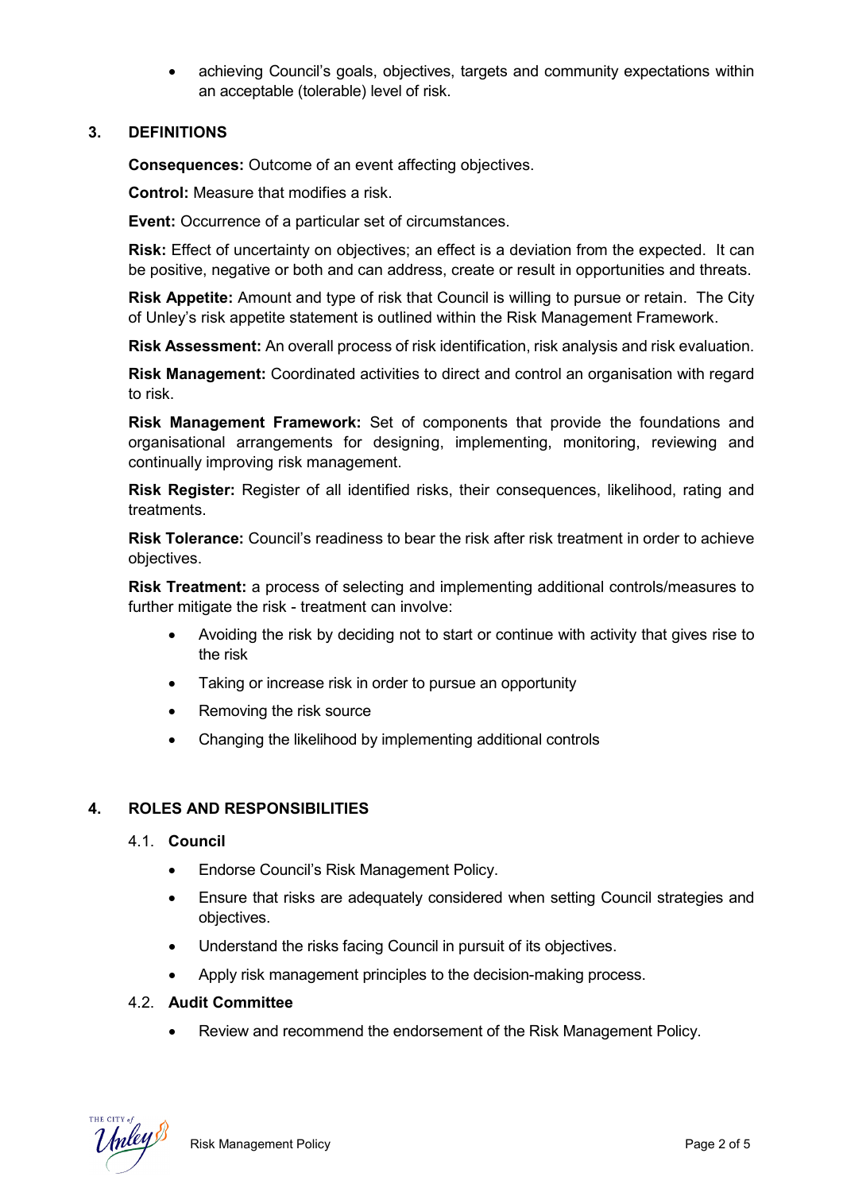- achieving Council's goals, objectives, targets and community expectations within an acceptable (tolerable) level of risk.

## 3. DEFINITIONS

**Consequences:** Outcome of an event affecting objectives.

**Control:** Measure that modifies a risk.

**Event:** Occurrence of a particular set of circumstances.

**Risk:** Effect of uncertainty on objectives; an effect is a deviation from the expected. It can be positive, negative or both and can address, create or result in opportunities and threats.

**Risk Appetite:** Amount and type of risk that Council is willing to pursue or retain. The City of Unley's risk appetite statement is outlined within the Risk Management Framework.

**Risk Assessment:** An overall process of risk identification, risk analysis and risk evaluation.

**Risk Management:** Coordinated activities to direct and control an organisation with regard to risk.

**Risk Management Framework:** Set of components that provide the foundations and organisational arrangements for designing, implementing, monitoring, reviewing and continually improving risk management.

**Risk Register:** Register of all identified risks, their consequences, likelihood, rating and treatments.

**Risk Tolerance:** Council's readiness to bear the risk after risk treatment in order to achieve objectives.

**Risk Treatment:** a process of selecting and implementing additional controls/measures to further mitigate the risk - treatment can involve:

- Avoiding the risk by deciding not to start or continue with activity that gives rise to the risk
- Taking or increase risk in order to pursue an opportunity
- Removing the risk source
- Changing the likelihood by implementing additional controls

## 4. ROLES AND RESPONSIBILITIES

### 4.1. Council

- Endorse Council's Risk Management Policy.
- Ensure that risks are adequately considered when setting Council strategies and objectives.
- Understand the risks facing Council in pursuit of its objectives.
- Apply risk management principles to the decision-making process.

### 4.2. Audit Committee

- Review and recommend the endorsement of the Risk Management Policy.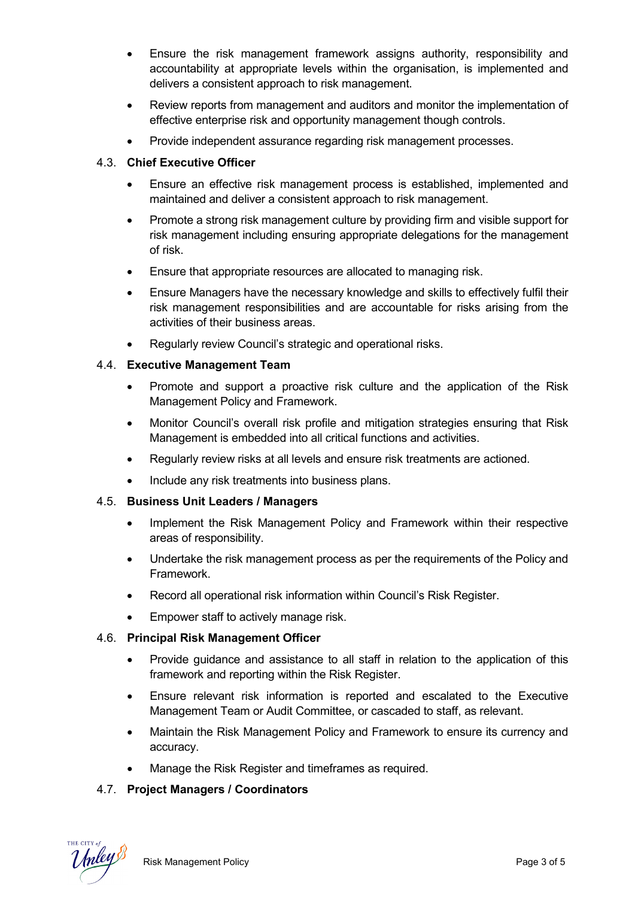- Ensure the risk management framework assigns authority, responsibility and accountability at appropriate levels within the organisation, is implemented and delivers a consistent approach to risk management.
- Review reports from management and auditors and monitor the implementation of effective enterprise risk and opportunity management though controls.
- Provide independent assurance regarding risk management processes.

### 4.3. Chief Executive Officer

- Ensure an effective risk management process is established, implemented and maintained and deliver a consistent approach to risk management.
- Promote a strong risk management culture by providing firm and visible support for risk management including ensuring appropriate delegations for the management of risk.
- Ensure that appropriate resources are allocated to managing risk.
- Ensure Managers have the necessary knowledge and skills to effectively fulfil their risk management responsibilities and are accountable for risks arising from the activities of their business areas.
- Regularly review Council's strategic and operational risks.

### 4.4. Executive Management Team

- Promote and support a proactive risk culture and the application of the Risk Management Policy and Framework.
- Monitor Council's overall risk profile and mitigation strategies ensuring that Risk Management is embedded into all critical functions and activities.
- Regularly review risks at all levels and ensure risk treatments are actioned.
- Include any risk treatments into business plans.

### 4.5. Business Unit Leaders / Managers

- Implement the Risk Management Policy and Framework within their respective areas of responsibility.
- Undertake the risk management process as per the requirements of the Policy and Framework.
- Record all operational risk information within Council's Risk Register.
- Empower staff to actively manage risk.

### 4.6. Principal Risk Management Officer

- Provide guidance and assistance to all staff in relation to the application of this framework and reporting within the Risk Register.
- Ensure relevant risk information is reported and escalated to the Executive Management Team or Audit Committee, or cascaded to staff, as relevant.
- Maintain the Risk Management Policy and Framework to ensure its currency and accuracy.
- Manage the Risk Register and timeframes as required.

### 4.7. Project Managers / Coordinators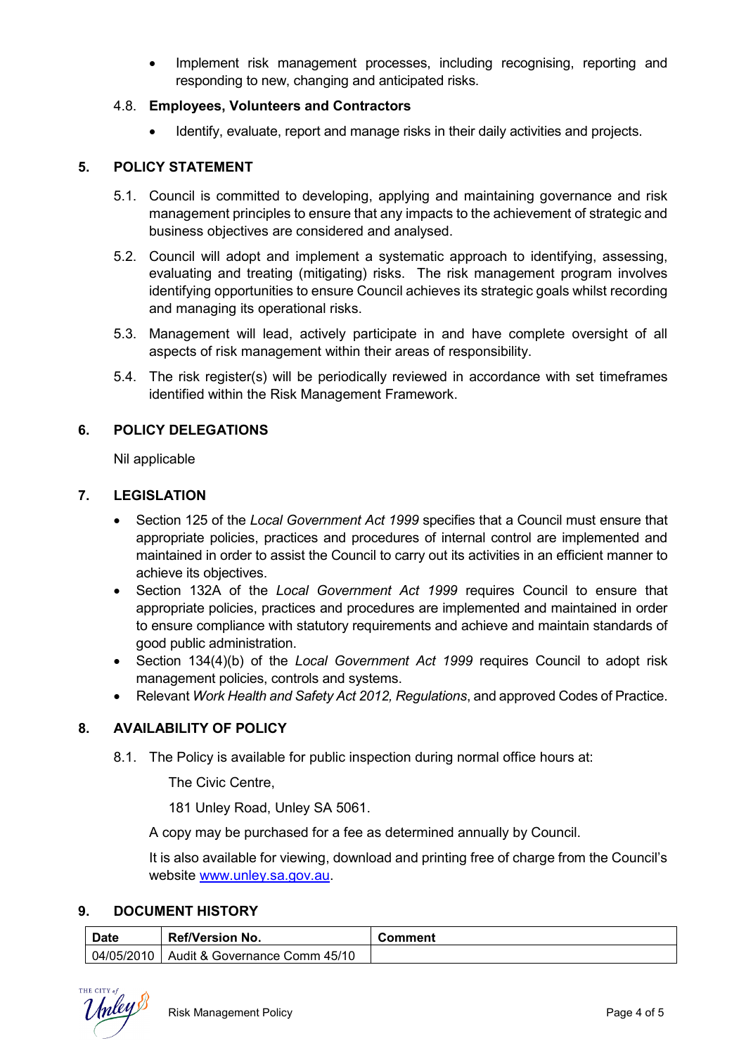- Implement risk management processes, including recognising, reporting and responding to new, changing and anticipated risks.

4.8. **Employees, Volunteers and Contractors**

- Identify, evaluate, report and manage risks in their daily activities and projects.

## 5. POLICY STATEMENT

5.1. Council is committed to developing, applying and maintaining governance and risk management principles to ensure that any impacts to the achievement of strategic and business objectives are considered and analysed.

5.2. Council will adopt and implement a systematic approach to identifying, assessing, evaluating and treating (mitigating) risks. The risk management program involves identifying opportunities to ensure Council achieves its strategic goals whilst recording and managing its operational risks.

5.3. Management will lead, actively participate in and have complete oversight of all aspects of risk management within their areas of responsibility.

5.4. The risk register(s) will be periodically reviewed in accordance with set timeframes identified within the Risk Management Framework.

## 6. POLICY DELEGATIONS

Nil applicable

## 7. LEGISLATION

- Section 125 of the *Local Government Act 1999* specifies that a Council must ensure that appropriate policies, practices and procedures of internal control are implemented and maintained in order to assist the Council to carry out its activities in an efficient manner to achieve its objectives.
- Section 132A of the *Local Government Act 1999* requires Council to ensure that appropriate policies, practices and procedures are implemented and maintained in order to ensure compliance with statutory requirements and achieve and maintain standards of good public administration.
- Section 134(4)(b) of the *Local Government Act 1999* requires Council to adopt risk management policies, controls and systems.
- Relevant *Work Health and Safety Act 2012, Regulations*, and approved Codes of Practice.

## 8. AVAILABILITY OF POLICY

8.1. The Policy is available for public inspection during normal office hours at:

The Civic Centre,

181 Unley Road, Unley SA 5061.

A copy may be purchased for a fee as determined annually by Council.

It is also available for viewing, download and printing free of charge from the Council's website [www.unley.sa.gov.au](http://www.unley.sa.gov.au).

## 9. DOCUMENT HISTORY

| Date | Ref/Version No. | Comment |
|---|---|---|
| 04/05/2010 | Audit & Governance Comm 45/10 | |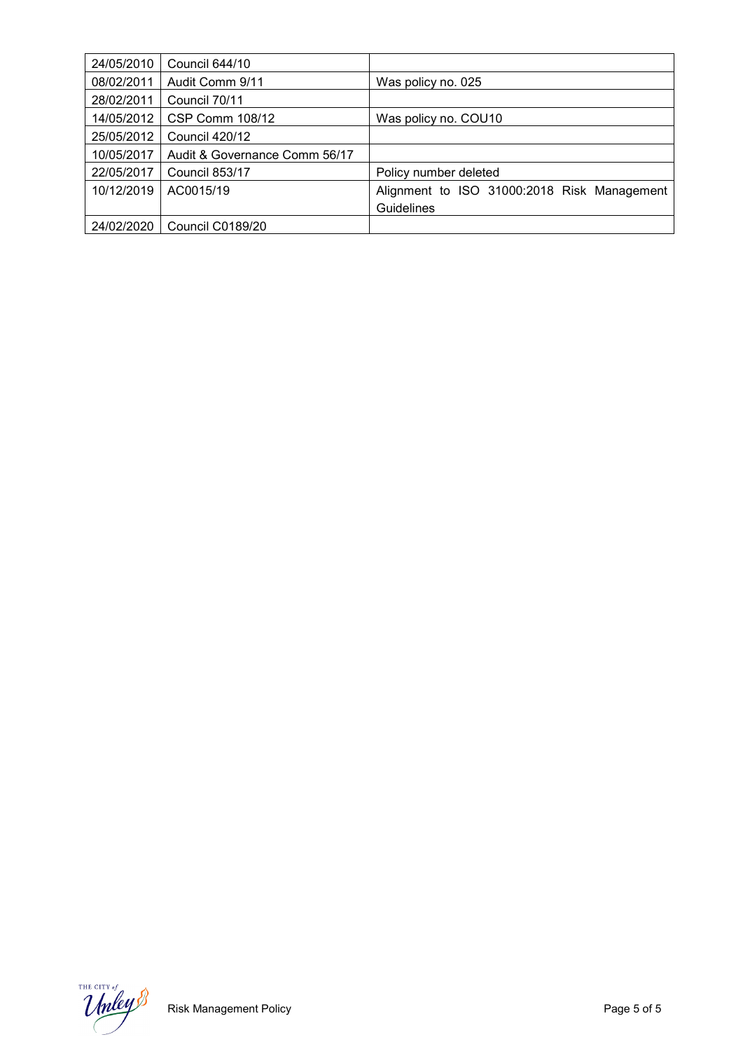| | | |
|---|---|---|
| 24/05/2010 | Council 644/10 | |
| 08/02/2011 | Audit Comm 9/11 | Was policy no. 025 |
| 28/02/2011 | Council 70/11 | |
| 14/05/2012 | CSP Comm 108/12 | Was policy no. COU10 |
| 25/05/2012 | Council 420/12 | |
| 10/05/2017 | Audit & Governance Comm 56/17 | |
| 22/05/2017 | Council 853/17 | Policy number deleted |
| 10/12/2019 | AC0015/19 | Alignment to ISO 31000:2018 Risk Management Guidelines |
| 24/02/2020 | Council C0189/20 | |